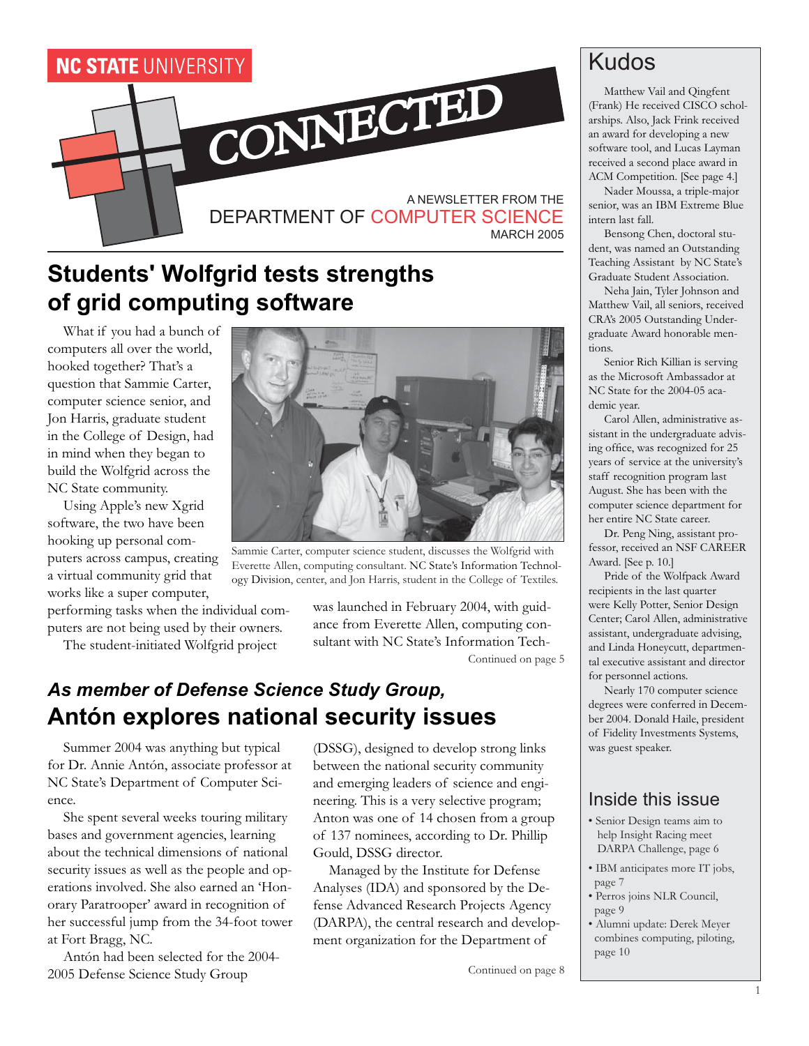NC STATE UNIVERSITY

# CONNECTED

A NEWSLETTER FROM THE
DEPARTMENT OF COMPUTER SCIENCE
MARCH 2005

## Students' Wolfgrid tests strengths of grid computing software

What if you had a bunch of computers all over the world, hooked together? That's a question that Sammie Carter, computer science senior, and Jon Harris, graduate student in the College of Design, had in mind when they began to build the Wolfgrid across the NC State community.

Using Apple's new Xgrid software, the two have been hooking up personal computers across campus, creating a virtual community grid that works like a super computer, performing tasks when the individual computers are not being used by their owners.

The student-initiated Wolfgrid project was launched in February 2004, with guidance from Everette Allen, computing consultant with NC State's Information Tech-

Continued on page 5

Sammie Carter, computer science student, discusses the Wolfgrid with Everette Allen, computing consultant. NC State's Information Technology Division, center, and Jon Harris, student in the College of Textiles.

## *As member of Defense Science Study Group,* Antón explores national security issues

Summer 2004 was anything but typical for Dr. Annie Antón, associate professor at NC State's Department of Computer Science.

She spent several weeks touring military bases and government agencies, learning about the technical dimensions of national security issues as well as the people and operations involved. She also earned an 'Honorary Paratrooper' award in recognition of her successful jump from the 34-foot tower at Fort Bragg, NC.

Antón had been selected for the 2004-2005 Defense Science Study Group (DSSG), designed to develop strong links between the national security community and emerging leaders of science and engineering. This is a very selective program; Anton was one of 14 chosen from a group of 137 nominees, according to Dr. Phillip Gould, DSSG director.

Managed by the Institute for Defense Analyses (IDA) and sponsored by the Defense Advanced Research Projects Agency (DARPA), the central research and development organization for the Department of

Continued on page 8

## Kudos

Matthew Vail and Qingfent (Frank) He received CISCO scholarships. Also, Jack Frink received an award for developing a new software tool, and Lucas Layman received a second place award in ACM Competition. [See page 4.]

Nader Moussa, a triple-major senior, was an IBM Extreme Blue intern last fall.

Bensong Chen, doctoral student, was named an Outstanding Teaching Assistant by NC State's Graduate Student Association.

Neha Jain, Tyler Johnson and Matthew Vail, all seniors, received CRA's 2005 Outstanding Undergraduate Award honorable mentions.

Senior Rich Killian is serving as the Microsoft Ambassador at NC State for the 2004-05 academic year.

Carol Allen, administrative assistant in the undergraduate advising office, was recognized for 25 years of service at the university's staff recognition program last August. She has been with the computer science department for her entire NC State career.

Dr. Peng Ning, assistant professor, received an NSF CAREER Award. [See p. 10.]

Pride of the Wolfpack Award recipients in the last quarter were Kelly Potter, Senior Design Center; Carol Allen, administrative assistant, undergraduate advising, and Linda Honeycutt, departmental executive assistant and director for personnel actions.

Nearly 170 computer science degrees were conferred in December 2004. Donald Haile, president of Fidelity Investments Systems, was guest speaker.

## Inside this issue

- Senior Design teams aim to help Insight Racing meet DARPA Challenge, page 6
- IBM anticipates more IT jobs, page 7
- Perros joins NLR Council, page 9
- Alumni update: Derek Meyer combines computing, piloting, page 10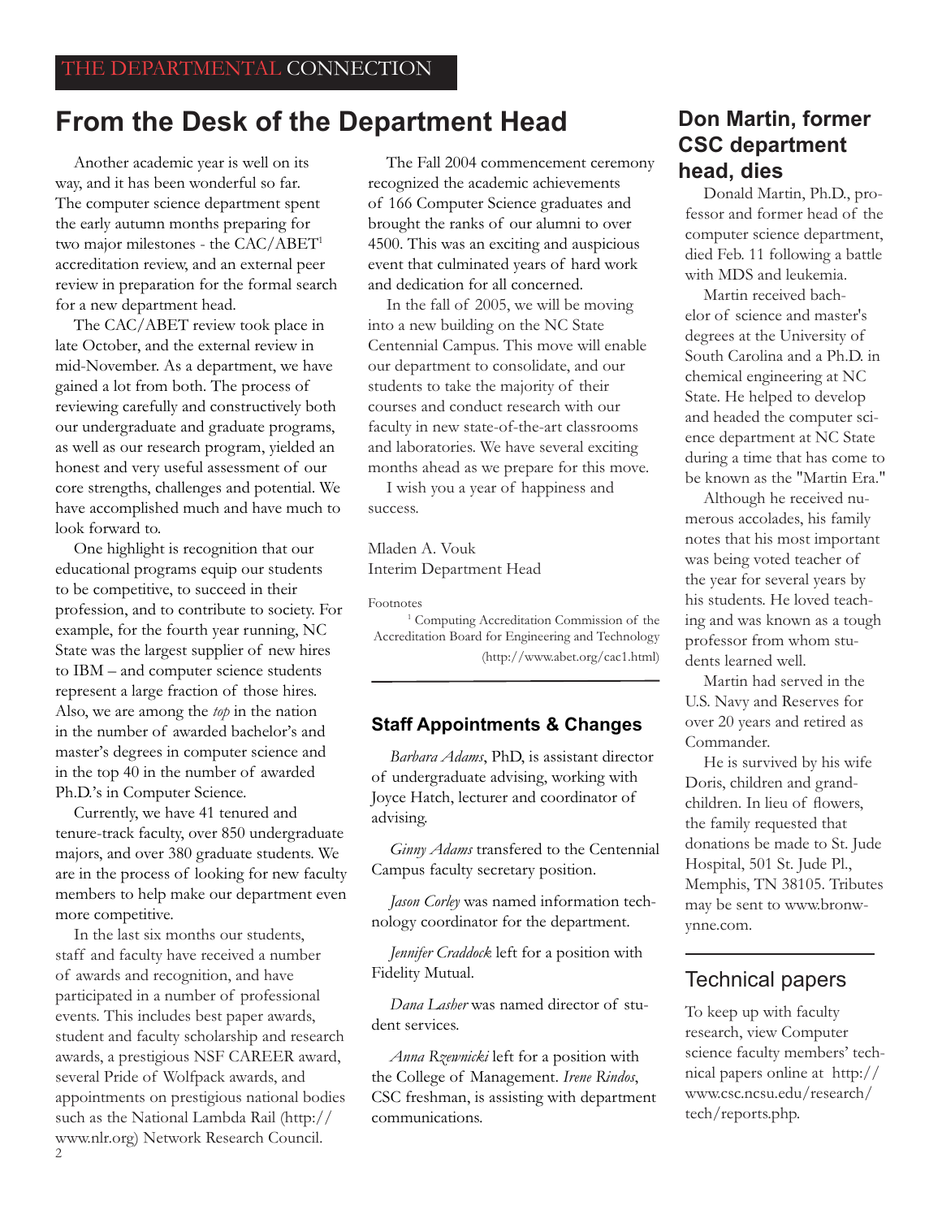THE DEPARTMENTAL CONNECTION

# From the Desk of the Department Head

Another academic year is well on its way, and it has been wonderful so far. The computer science department spent the early autumn months preparing for two major milestones - the CAC/ABET[1] accreditation review, and an external peer review in preparation for the formal search for a new department head.

The CAC/ABET review took place in late October, and the external review in mid-November. As a department, we have gained a lot from both. The process of reviewing carefully and constructively both our undergraduate and graduate programs, as well as our research program, yielded an honest and very useful assessment of our core strengths, challenges and potential. We have accomplished much and have much to look forward to.

One highlight is recognition that our educational programs equip our students to be competitive, to succeed in their profession, and to contribute to society. For example, for the fourth year running, NC State was the largest supplier of new hires to IBM – and computer science students represent a large fraction of those hires. Also, we are among the *top* in the nation in the number of awarded bachelor's and master's degrees in computer science and in the top 40 in the number of awarded Ph.D.'s in Computer Science.

Currently, we have 41 tenured and tenure-track faculty, over 850 undergraduate majors, and over 380 graduate students. We are in the process of looking for new faculty members to help make our department even more competitive.

In the last six months our students, staff and faculty have received a number of awards and recognition, and have participated in a number of professional events. This includes best paper awards, student and faculty scholarship and research awards, a prestigious NSF CAREER award, several Pride of Wolfpack awards, and appointments on prestigious national bodies such as the National Lambda Rail (http://www.nlr.org) Network Research Council.

The Fall 2004 commencement ceremony recognized the academic achievements of 166 Computer Science graduates and brought the ranks of our alumni to over 4500. This was an exciting and auspicious event that culminated years of hard work and dedication for all concerned.

In the fall of 2005, we will be moving into a new building on the NC State Centennial Campus. This move will enable our department to consolidate, and our students to take the majority of their courses and conduct research with our faculty in new state-of-the-art classrooms and laboratories. We have several exciting months ahead as we prepare for this move.

I wish you a year of happiness and success.

Mladen A. Vouk
Interim Department Head

Footnotes

[1] Computing Accreditation Commission of the Accreditation Board for Engineering and Technology (http://www.abet.org/cac1.html)

---

## Staff Appointments & Changes

*Barbara Adams*, PhD, is assistant director of undergraduate advising, working with Joyce Hatch, lecturer and coordinator of advising.

*Ginny Adams* transfered to the Centennial Campus faculty secretary position.

*Jason Corley* was named information technology coordinator for the department.

*Jennifer Craddock* left for a position with Fidelity Mutual.

*Dana Lasher* was named director of student services.

*Anna Rzewnicki* left for a position with the College of Management. *Irene Rindos*, CSC freshman, is assisting with department communications.

## Don Martin, former CSC department head, dies

Donald Martin, Ph.D., professor and former head of the computer science department, died Feb. 11 following a battle with MDS and leukemia.

Martin received bachelor of science and master's degrees at the University of South Carolina and a Ph.D. in chemical engineering at NC State. He helped to develop and headed the computer science department at NC State during a time that has come to be known as the "Martin Era."

Although he received numerous accolades, his family notes that his most important was being voted teacher of the year for several years by his students. He loved teaching and was known as a tough professor from whom students learned well.

Martin had served in the U.S. Navy and Reserves for over 20 years and retired as Commander.

He is survived by his wife Doris, children and grandchildren. In lieu of flowers, the family requested that donations be made to St. Jude Hospital, 501 St. Jude Pl., Memphis, TN 38105. Tributes may be sent to www.bronwynne.com.

---

## Technical papers

To keep up with faculty research, view Computer science faculty members' technical papers online at http://www.csc.ncsu.edu/research/tech/reports.php.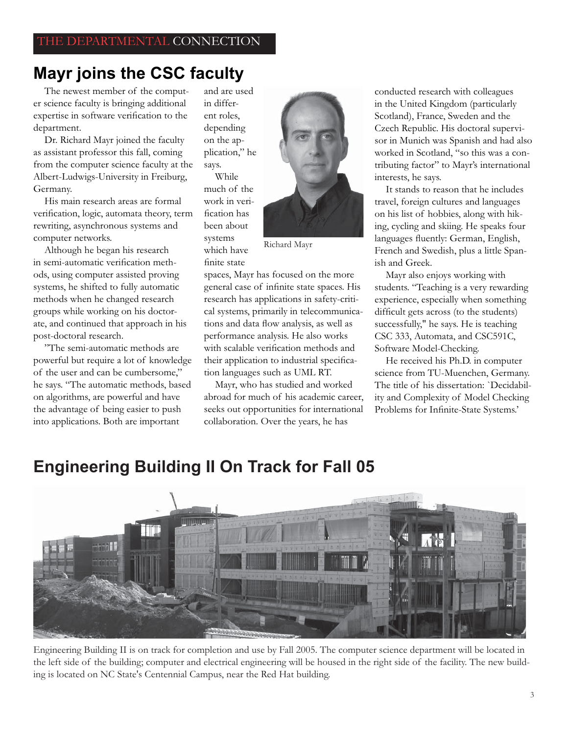THE DEPARTMENTAL CONNECTION

## Mayr joins the CSC faculty

The newest member of the computer science faculty is bringing additional expertise in software verification to the department.

Dr. Richard Mayr joined the faculty as assistant professor this fall, coming from the computer science faculty at the Albert-Ludwigs-University in Freiburg, Germany.

His main research areas are formal verification, logic, automata theory, term rewriting, asynchronous systems and computer networks.

Although he began his research in semi-automatic verification methods, using computer assisted proving systems, he shifted to fully automatic methods when he changed research groups while working on his doctorate, and continued that approach in his post-doctoral research.

"The semi-automatic methods are powerful but require a lot of knowledge of the user and can be cumbersome," he says. "The automatic methods, based on algorithms, are powerful and have the advantage of being easier to push into applications. Both are important and are used in different roles, depending on the application," he says.

Richard Mayr

While much of the work in verification has been about systems which have finite state spaces, Mayr has focused on the more general case of infinite state spaces. His research has applications in safety-critical systems, primarily in telecommunications and data flow analysis, as well as performance analysis. He also works with scalable verification methods and their application to industrial specification languages such as UML RT.

Mayr, who has studied and worked abroad for much of his academic career, seeks out opportunities for international collaboration. Over the years, he has conducted research with colleagues in the United Kingdom (particularly Scotland), France, Sweden and the Czech Republic. His doctoral supervisor in Munich was Spanish and had also worked in Scotland, "so this was a contributing factor" to Mayr's international interests, he says.

It stands to reason that he includes travel, foreign cultures and languages on his list of hobbies, along with hiking, cycling and skiing. He speaks four languages fluently: German, English, French and Swedish, plus a little Spanish and Greek.

Mayr also enjoys working with students. "Teaching is a very rewarding experience, especially when something difficult gets across (to the students) successfully," he says. He is teaching CSC 333, Automata, and CSC591C, Software Model-Checking.

He received his Ph.D. in computer science from TU-Muenchen, Germany. The title of his dissertation: `Decidability and Complexity of Model Checking Problems for Infinite-State Systems.'

## Engineering Building II On Track for Fall 05

Engineering Building II is on track for completion and use by Fall 2005. The computer science department will be located in the left side of the building; computer and electrical engineering will be housed in the right side of the facility. The new building is located on NC State's Centennial Campus, near the Red Hat building.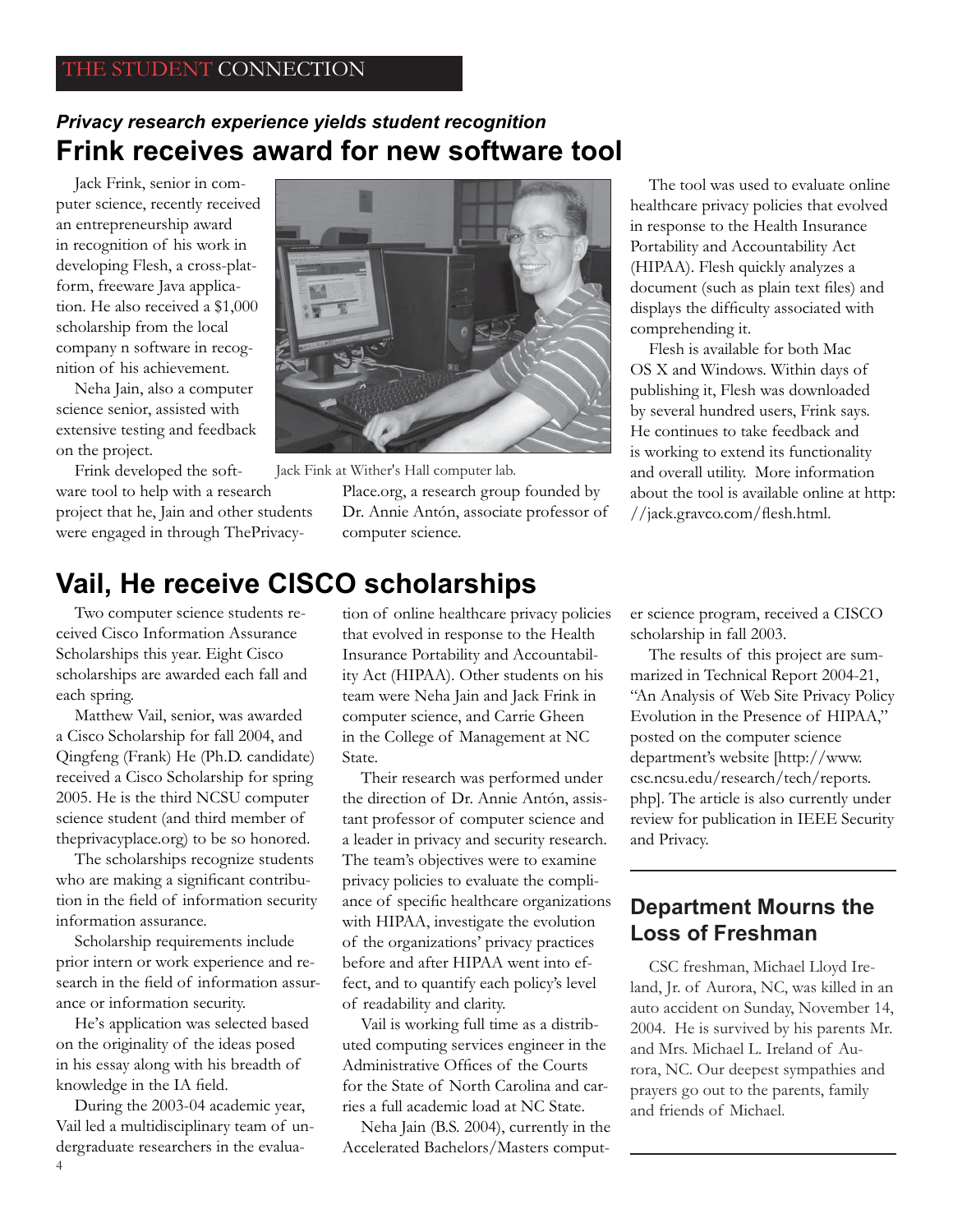THE STUDENT CONNECTION

*Privacy research experience yields student recognition*

## Frink receives award for new software tool

Jack Frink, senior in computer science, recently received an entrepreneurship award in recognition of his work in developing Flesh, a cross-platform, freeware Java application. He also received a $1,000 scholarship from the local company n software in recognition of his achievement.

Neha Jain, also a computer science senior, assisted with extensive testing and feedback on the project.

Frink developed the software tool to help with a research project that he, Jain and other students were engaged in through ThePrivacyPlace.org, a research group founded by Dr. Annie Antón, associate professor of computer science.

Jack Fink at Wither's Hall computer lab.

The tool was used to evaluate online healthcare privacy policies that evolved in response to the Health Insurance Portability and Accountability Act (HIPAA). Flesh quickly analyzes a document (such as plain text files) and displays the difficulty associated with comprehending it.

Flesh is available for both Mac OS X and Windows. Within days of publishing it, Flesh was downloaded by several hundred users, Frink says. He continues to take feedback and is working to extend its functionality and overall utility. More information about the tool is available online at http://jack.gravco.com/flesh.html.

## Vail, He receive CISCO scholarships

Two computer science students received Cisco Information Assurance Scholarships this year. Eight Cisco scholarships are awarded each fall and each spring.

Matthew Vail, senior, was awarded a Cisco Scholarship for fall 2004, and Qingfeng (Frank) He (Ph.D. candidate) received a Cisco Scholarship for spring 2005. He is the third NCSU computer science student (and third member of theprivacyplace.org) to be so honored.

The scholarships recognize students who are making a significant contribution in the field of information security information assurance.

Scholarship requirements include prior intern or work experience and research in the field of information assurance or information security.

He's application was selected based on the originality of the ideas posed in his essay along with his breadth of knowledge in the IA field.

During the 2003-04 academic year, Vail led a multidisciplinary team of undergraduate researchers in the evaluation of online healthcare privacy policies that evolved in response to the Health Insurance Portability and Accountability Act (HIPAA). Other students on his team were Neha Jain and Jack Frink in computer science, and Carrie Gheen in the College of Management at NC State.

Their research was performed under the direction of Dr. Annie Antón, assistant professor of computer science and a leader in privacy and security research. The team's objectives were to examine privacy policies to evaluate the compliance of specific healthcare organizations with HIPAA, investigate the evolution of the organizations' privacy practices before and after HIPAA went into effect, and to quantify each policy's level of readability and clarity.

Vail is working full time as a distributed computing services engineer in the Administrative Offices of the Courts for the State of North Carolina and carries a full academic load at NC State.

Neha Jain (B.S. 2004), currently in the Accelerated Bachelors/Masters computer science program, received a CISCO scholarship in fall 2003.

The results of this project are summarized in Technical Report 2004-21, "An Analysis of Web Site Privacy Policy Evolution in the Presence of HIPAA," posted on the computer science department's website [http://www.csc.ncsu.edu/research/tech/reports.php]. The article is also currently under review for publication in IEEE Security and Privacy.

## Department Mourns the Loss of Freshman

CSC freshman, Michael Lloyd Ireland, Jr. of Aurora, NC, was killed in an auto accident on Sunday, November 14, 2004. He is survived by his parents Mr. and Mrs. Michael L. Ireland of Aurora, NC. Our deepest sympathies and prayers go out to the parents, family and friends of Michael.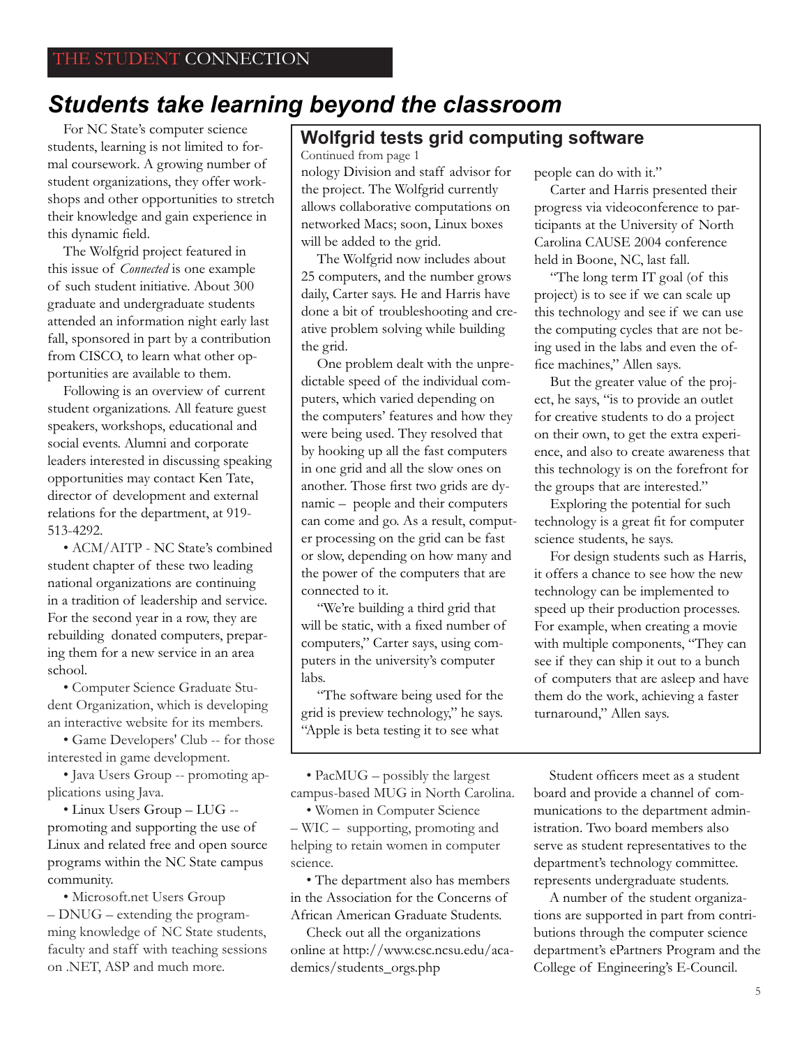THE STUDENT CONNECTION

# *Students take learning beyond the classroom*

For NC State's computer science students, learning is not limited to formal coursework. A growing number of student organizations, they offer workshops and other opportunities to stretch their knowledge and gain experience in this dynamic field.

The Wolfgrid project featured in this issue of *Connected* is one example of such student initiative. About 300 graduate and undergraduate students attended an information night early last fall, sponsored in part by a contribution from CISCO, to learn what other opportunities are available to them.

Following is an overview of current student organizations. All feature guest speakers, workshops, educational and social events. Alumni and corporate leaders interested in discussing speaking opportunities may contact Ken Tate, director of development and external relations for the department, at 919-513-4292.

- ACM/AITP - NC State's combined student chapter of these two leading national organizations are continuing in a tradition of leadership and service. For the second year in a row, they are rebuilding donated computers, preparing them for a new service in an area school.
- Computer Science Graduate Student Organization, which is developing an interactive website for its members.
- Game Developers' Club -- for those interested in game development.
- Java Users Group -- promoting applications using Java.
- Linux Users Group – LUG -- promoting and supporting the use of Linux and related free and open source programs within the NC State campus community.
- Microsoft.net Users Group – DNUG – extending the programming knowledge of NC State students, faculty and staff with teaching sessions on .NET, ASP and much more.
- PacMUG – possibly the largest campus-based MUG in North Carolina.
- Women in Computer Science – WIC – supporting, promoting and helping to retain women in computer science.
- The department also has members in the Association for the Concerns of African American Graduate Students.

Check out all the organizations online at http://www.csc.ncsu.edu/academics/students_orgs.php

Student officers meet as a student board and provide a channel of communications to the department administration. Two board members also serve as student representatives to the department's technology committee. represents undergraduate students.

A number of the student organizations are supported in part from contributions through the computer science department's ePartners Program and the College of Engineering's E-Council.

## Wolfgrid tests grid computing software

Continued from page 1

nology Division and staff advisor for the project. The Wolfgrid currently allows collaborative computations on networked Macs; soon, Linux boxes will be added to the grid.

The Wolfgrid now includes about 25 computers, and the number grows daily, Carter says. He and Harris have done a bit of troubleshooting and creative problem solving while building the grid.

One problem dealt with the unpredictable speed of the individual computers, which varied depending on the computers' features and how they were being used. They resolved that by hooking up all the fast computers in one grid and all the slow ones on another. Those first two grids are dynamic – people and their computers can come and go. As a result, computer processing on the grid can be fast or slow, depending on how many and the power of the computers that are connected to it.

"We're building a third grid that will be static, with a fixed number of computers," Carter says, using computers in the university's computer labs.

"The software being used for the grid is preview technology," he says. "Apple is beta testing it to see what people can do with it."

Carter and Harris presented their progress via videoconference to participants at the University of North Carolina CAUSE 2004 conference held in Boone, NC, last fall.

"The long term IT goal (of this project) is to see if we can scale up this technology and see if we can use the computing cycles that are not being used in the labs and even the office machines," Allen says.

But the greater value of the project, he says, "is to provide an outlet for creative students to do a project on their own, to get the extra experience, and also to create awareness that this technology is on the forefront for the groups that are interested."

Exploring the potential for such technology is a great fit for computer science students, he says.

For design students such as Harris, it offers a chance to see how the new technology can be implemented to speed up their production processes. For example, when creating a movie with multiple components, "They can see if they can ship it out to a bunch of computers that are asleep and have them do the work, achieving a faster turnaround," Allen says.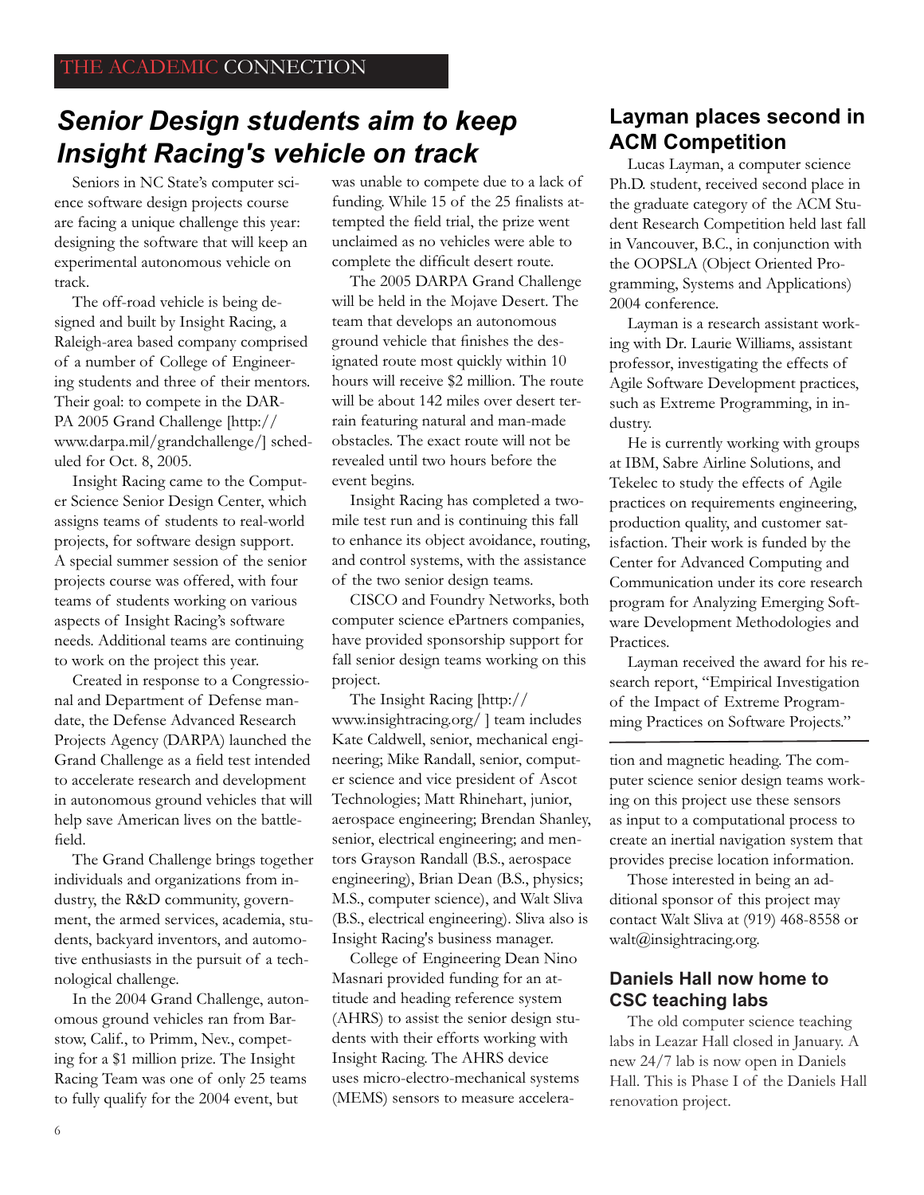THE ACADEMIC CONNECTION

## *Senior Design students aim to keep Insight Racing's vehicle on track*

Seniors in NC State's computer science software design projects course are facing a unique challenge this year: designing the software that will keep an experimental autonomous vehicle on track.

The off-road vehicle is being designed and built by Insight Racing, a Raleigh-area based company comprised of a number of College of Engineering students and three of their mentors. Their goal: to compete in the DARPA 2005 Grand Challenge [http://www.darpa.mil/grandchallenge/] scheduled for Oct. 8, 2005.

Insight Racing came to the Computer Science Senior Design Center, which assigns teams of students to real-world projects, for software design support. A special summer session of the senior projects course was offered, with four teams of students working on various aspects of Insight Racing's software needs. Additional teams are continuing to work on the project this year.

Created in response to a Congressional and Department of Defense mandate, the Defense Advanced Research Projects Agency (DARPA) launched the Grand Challenge as a field test intended to accelerate research and development in autonomous ground vehicles that will help save American lives on the battlefield.

The Grand Challenge brings together individuals and organizations from industry, the R&D community, government, the armed services, academia, students, backyard inventors, and automotive enthusiasts in the pursuit of a technological challenge.

In the 2004 Grand Challenge, autonomous ground vehicles ran from Barstow, Calif., to Primm, Nev., competing for a $1 million prize. The Insight Racing Team was one of only 25 teams to fully qualify for the 2004 event, but was unable to compete due to a lack of funding. While 15 of the 25 finalists attempted the field trial, the prize went unclaimed as no vehicles were able to complete the difficult desert route.

The 2005 DARPA Grand Challenge will be held in the Mojave Desert. The team that develops an autonomous ground vehicle that finishes the designated route most quickly within 10 hours will receive $2 million. The route will be about 142 miles over desert terrain featuring natural and man-made obstacles. The exact route will not be revealed until two hours before the event begins.

Insight Racing has completed a two-mile test run and is continuing this fall to enhance its object avoidance, routing, and control systems, with the assistance of the two senior design teams.

CISCO and Foundry Networks, both computer science ePartners companies, have provided sponsorship support for fall senior design teams working on this project.

The Insight Racing [http://www.insightracing.org/ ] team includes Kate Caldwell, senior, mechanical engineering; Mike Randall, senior, computer science and vice president of Ascot Technologies; Matt Rhinehart, junior, aerospace engineering; Brendan Shanley, senior, electrical engineering; and mentors Grayson Randall (B.S., aerospace engineering), Brian Dean (B.S., physics; M.S., computer science), and Walt Sliva (B.S., electrical engineering). Sliva also is Insight Racing's business manager.

College of Engineering Dean Nino Masnari provided funding for an attitude and heading reference system (AHRS) to assist the senior design students with their efforts working with Insight Racing. The AHRS device uses micro-electro-mechanical systems (MEMS) sensors to measure acceleration and magnetic heading. The computer science senior design teams working on this project use these sensors as input to a computational process to create an inertial navigation system that provides precise location information.

Those interested in being an additional sponsor of this project may contact Walt Sliva at (919) 468-8558 or walt@insightracing.org.

## Layman places second in ACM Competition

Lucas Layman, a computer science Ph.D. student, received second place in the graduate category of the ACM Student Research Competition held last fall in Vancouver, B.C., in conjunction with the OOPSLA (Object Oriented Programming, Systems and Applications) 2004 conference.

Layman is a research assistant working with Dr. Laurie Williams, assistant professor, investigating the effects of Agile Software Development practices, such as Extreme Programming, in industry.

He is currently working with groups at IBM, Sabre Airline Solutions, and Tekelec to study the effects of Agile practices on requirements engineering, production quality, and customer satisfaction. Their work is funded by the Center for Advanced Computing and Communication under its core research program for Analyzing Emerging Software Development Methodologies and Practices.

Layman received the award for his research report, "Empirical Investigation of the Impact of Extreme Programming Practices on Software Projects."

## Daniels Hall now home to CSC teaching labs

The old computer science teaching labs in Leazar Hall closed in January. A new 24/7 lab is now open in Daniels Hall. This is Phase I of the Daniels Hall renovation project.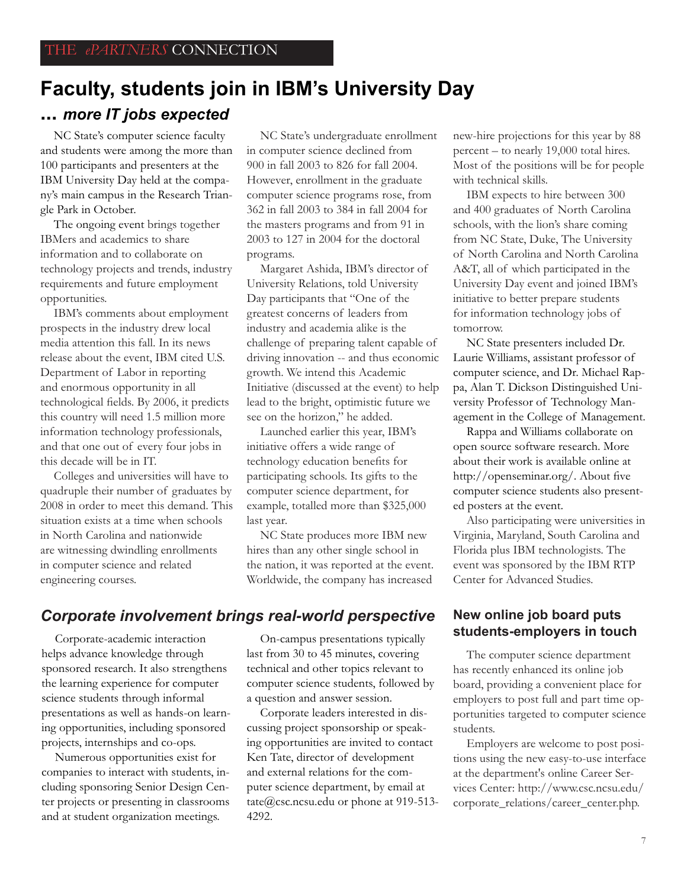# Faculty, students join in IBM's University Day

## ... *more IT jobs expected*

NC State's computer science faculty and students were among the more than 100 participants and presenters at the IBM University Day held at the company's main campus in the Research Triangle Park in October.

The ongoing event brings together IBMers and academics to share information and to collaborate on technology projects and trends, industry requirements and future employment opportunities.

IBM's comments about employment prospects in the industry drew local media attention this fall. In its news release about the event, IBM cited U.S. Department of Labor in reporting and enormous opportunity in all technological fields. By 2006, it predicts this country will need 1.5 million more information technology professionals, and that one out of every four jobs in this decade will be in IT.

Colleges and universities will have to quadruple their number of graduates by 2008 in order to meet this demand. This situation exists at a time when schools in North Carolina and nationwide are witnessing dwindling enrollments in computer science and related engineering courses.

NC State's undergraduate enrollment in computer science declined from 900 in fall 2003 to 826 for fall 2004. However, enrollment in the graduate computer science programs rose, from 362 in fall 2003 to 384 in fall 2004 for the masters programs and from 91 in 2003 to 127 in 2004 for the doctoral programs.

Margaret Ashida, IBM's director of University Relations, told University Day participants that "One of the greatest concerns of leaders from industry and academia alike is the challenge of preparing talent capable of driving innovation -- and thus economic growth. We intend this Academic Initiative (discussed at the event) to help lead to the bright, optimistic future we see on the horizon," he added.

Launched earlier this year, IBM's initiative offers a wide range of technology education benefits for participating schools. Its gifts to the computer science department, for example, totalled more than $325,000 last year.

NC State produces more IBM new hires than any other single school in the nation, it was reported at the event. Worldwide, the company has increased new-hire projections for this year by 88 percent – to nearly 19,000 total hires. Most of the positions will be for people with technical skills.

IBM expects to hire between 300 and 400 graduates of North Carolina schools, with the lion's share coming from NC State, Duke, The University of North Carolina and North Carolina A&T, all of which participated in the University Day event and joined IBM's initiative to better prepare students for information technology jobs of tomorrow.

NC State presenters included Dr. Laurie Williams, assistant professor of computer science, and Dr. Michael Rappa, Alan T. Dickson Distinguished University Professor of Technology Management in the College of Management.

Rappa and Williams collaborate on open source software research. More about their work is available online at http://openseminar.org/. About five computer science students also presented posters at the event.

Also participating were universities in Virginia, Maryland, South Carolina and Florida plus IBM technologists. The event was sponsored by the IBM RTP Center for Advanced Studies.

## *Corporate involvement brings real-world perspective*

Corporate-academic interaction helps advance knowledge through sponsored research. It also strengthens the learning experience for computer science students through informal presentations as well as hands-on learning opportunities, including sponsored projects, internships and co-ops.

Numerous opportunities exist for companies to interact with students, including sponsoring Senior Design Center projects or presenting in classrooms and at student organization meetings.

On-campus presentations typically last from 30 to 45 minutes, covering technical and other topics relevant to computer science students, followed by a question and answer session.

Corporate leaders interested in discussing project sponsorship or speaking opportunities are invited to contact Ken Tate, director of development and external relations for the computer science department, by email at tate@csc.ncsu.edu or phone at 919-513-4292.

## New online job board puts students-employers in touch

The computer science department has recently enhanced its online job board, providing a convenient place for employers to post full and part time opportunities targeted to computer science students.

Employers are welcome to post positions using the new easy-to-use interface at the department's online Career Services Center: http://www.csc.ncsu.edu/corporate_relations/career_center.php.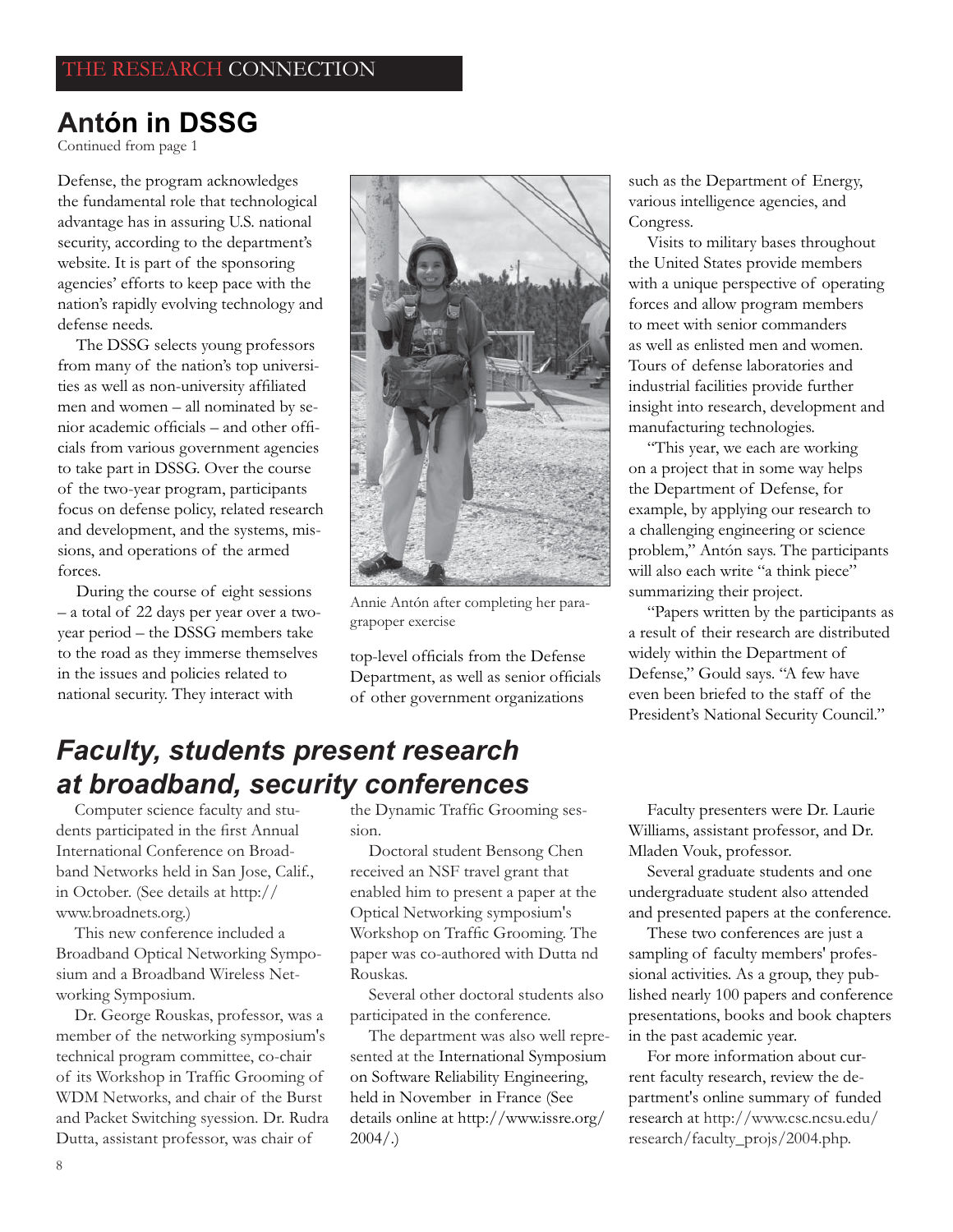THE RESEARCH CONNECTION

## Antón in DSSG

Continued from page 1

Defense, the program acknowledges the fundamental role that technological advantage has in assuring U.S. national security, according to the department's website. It is part of the sponsoring agencies' efforts to keep pace with the nation's rapidly evolving technology and defense needs.

The DSSG selects young professors from many of the nation's top universities as well as non-university affiliated men and women – all nominated by senior academic officials – and other officials from various government agencies to take part in DSSG. Over the course of the two-year program, participants focus on defense policy, related research and development, and the systems, missions, and operations of the armed forces.

During the course of eight sessions – a total of 22 days per year over a two-year period – the DSSG members take to the road as they immerse themselves in the issues and policies related to national security. They interact with top-level officials from the Defense Department, as well as senior officials of other government organizations such as the Department of Energy, various intelligence agencies, and Congress.

Annie Antón after completing her paragrapoper exercise

Visits to military bases throughout the United States provide members with a unique perspective of operating forces and allow program members to meet with senior commanders as well as enlisted men and women. Tours of defense laboratories and industrial facilities provide further insight into research, development and manufacturing technologies.

"This year, we each are working on a project that in some way helps the Department of Defense, for example, by applying our research to a challenging engineering or science problem," Antón says. The participants will also each write "a think piece" summarizing their project.

"Papers written by the participants as a result of their research are distributed widely within the Department of Defense," Gould says. "A few have even been briefed to the staff of the President's National Security Council."

## *Faculty, students present research at broadband, security conferences*

Computer science faculty and students participated in the first Annual International Conference on Broadband Networks held in San Jose, Calif., in October. (See details at http://www.broadnets.org.)

This new conference included a Broadband Optical Networking Symposium and a Broadband Wireless Networking Symposium.

Dr. George Rouskas, professor, was a member of the networking symposium's technical program committee, co-chair of its Workshop in Traffic Grooming of WDM Networks, and chair of the Burst and Packet Switching syession. Dr. Rudra Dutta, assistant professor, was chair of the Dynamic Traffic Grooming session.

Doctoral student Bensong Chen received an NSF travel grant that enabled him to present a paper at the Optical Networking symposium's Workshop on Traffic Grooming. The paper was co-authored with Dutta nd Rouskas.

Several other doctoral students also participated in the conference.

The department was also well represented at the International Symposium on Software Reliability Engineering, held in November in France (See details online at http://www.issre.org/2004/.)

Faculty presenters were Dr. Laurie Williams, assistant professor, and Dr. Mladen Vouk, professor.

Several graduate students and one undergraduate student also attended and presented papers at the conference.

These two conferences are just a sampling of faculty members' professional activities. As a group, they published nearly 100 papers and conference presentations, books and book chapters in the past academic year.

For more information about current faculty research, review the department's online summary of funded research at http://www.csc.ncsu.edu/research/faculty_projs/2004.php.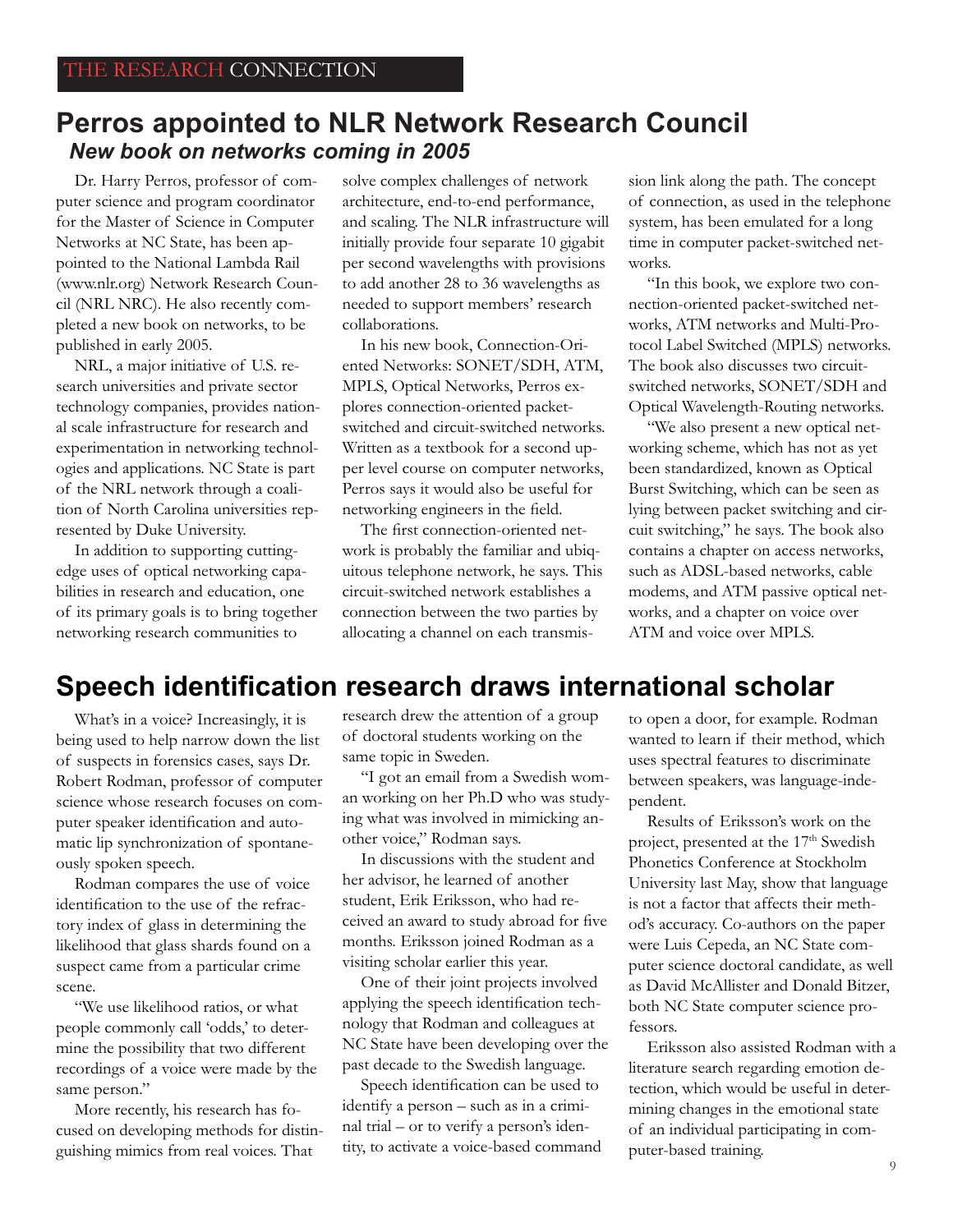THE RESEARCH CONNECTION

## Perros appointed to NLR Network Research Council

### *New book on networks coming in 2005*

Dr. Harry Perros, professor of computer science and program coordinator for the Master of Science in Computer Networks at NC State, has been appointed to the National Lambda Rail (www.nlr.org) Network Research Council (NRL NRC). He also recently completed a new book on networks, to be published in early 2005.

NRL, a major initiative of U.S. research universities and private sector technology companies, provides national scale infrastructure for research and experimentation in networking technologies and applications. NC State is part of the NRL network through a coalition of North Carolina universities represented by Duke University.

In addition to supporting cutting-edge uses of optical networking capabilities in research and education, one of its primary goals is to bring together networking research communities to solve complex challenges of network architecture, end-to-end performance, and scaling. The NLR infrastructure will initially provide four separate 10 gigabit per second wavelengths with provisions to add another 28 to 36 wavelengths as needed to support members' research collaborations.

In his new book, Connection-Oriented Networks: SONET/SDH, ATM, MPLS, Optical Networks, Perros explores connection-oriented packet-switched and circuit-switched networks. Written as a textbook for a second upper level course on computer networks, Perros says it would also be useful for networking engineers in the field.

The first connection-oriented network is probably the familiar and ubiquitous telephone network, he says. This circuit-switched network establishes a connection between the two parties by allocating a channel on each transmission link along the path. The concept of connection, as used in the telephone system, has been emulated for a long time in computer packet-switched networks.

"In this book, we explore two connection-oriented packet-switched networks, ATM networks and Multi-Protocol Label Switched (MPLS) networks. The book also discusses two circuit-switched networks, SONET/SDH and Optical Wavelength-Routing networks.

"We also present a new optical networking scheme, which has not as yet been standardized, known as Optical Burst Switching, which can be seen as lying between packet switching and circuit switching," he says. The book also contains a chapter on access networks, such as ADSL-based networks, cable modems, and ATM passive optical networks, and a chapter on voice over ATM and voice over MPLS.

## Speech identification research draws international scholar

What's in a voice? Increasingly, it is being used to help narrow down the list of suspects in forensics cases, says Dr. Robert Rodman, professor of computer science whose research focuses on computer speaker identification and automatic lip synchronization of spontaneously spoken speech.

Rodman compares the use of voice identification to the use of the refractory index of glass in determining the likelihood that glass shards found on a suspect came from a particular crime scene.

"We use likelihood ratios, or what people commonly call 'odds,' to determine the possibility that two different recordings of a voice were made by the same person."

More recently, his research has focused on developing methods for distinguishing mimics from real voices. That research drew the attention of a group of doctoral students working on the same topic in Sweden.

"I got an email from a Swedish woman working on her Ph.D who was studying what was involved in mimicking another voice," Rodman says.

In discussions with the student and her advisor, he learned of another student, Erik Eriksson, who had received an award to study abroad for five months. Eriksson joined Rodman as a visiting scholar earlier this year.

One of their joint projects involved applying the speech identification technology that Rodman and colleagues at NC State have been developing over the past decade to the Swedish language.

Speech identification can be used to identify a person – such as in a criminal trial – or to verify a person's identity, to activate a voice-based command to open a door, for example. Rodman wanted to learn if their method, which uses spectral features to discriminate between speakers, was language-independent.

Results of Eriksson's work on the project, presented at the 17th Swedish Phonetics Conference at Stockholm University last May, show that language is not a factor that affects their method's accuracy. Co-authors on the paper were Luis Cepeda, an NC State computer science doctoral candidate, as well as David McAllister and Donald Bitzer, both NC State computer science professors.

Eriksson also assisted Rodman with a literature search regarding emotion detection, which would be useful in determining changes in the emotional state of an individual participating in computer-based training.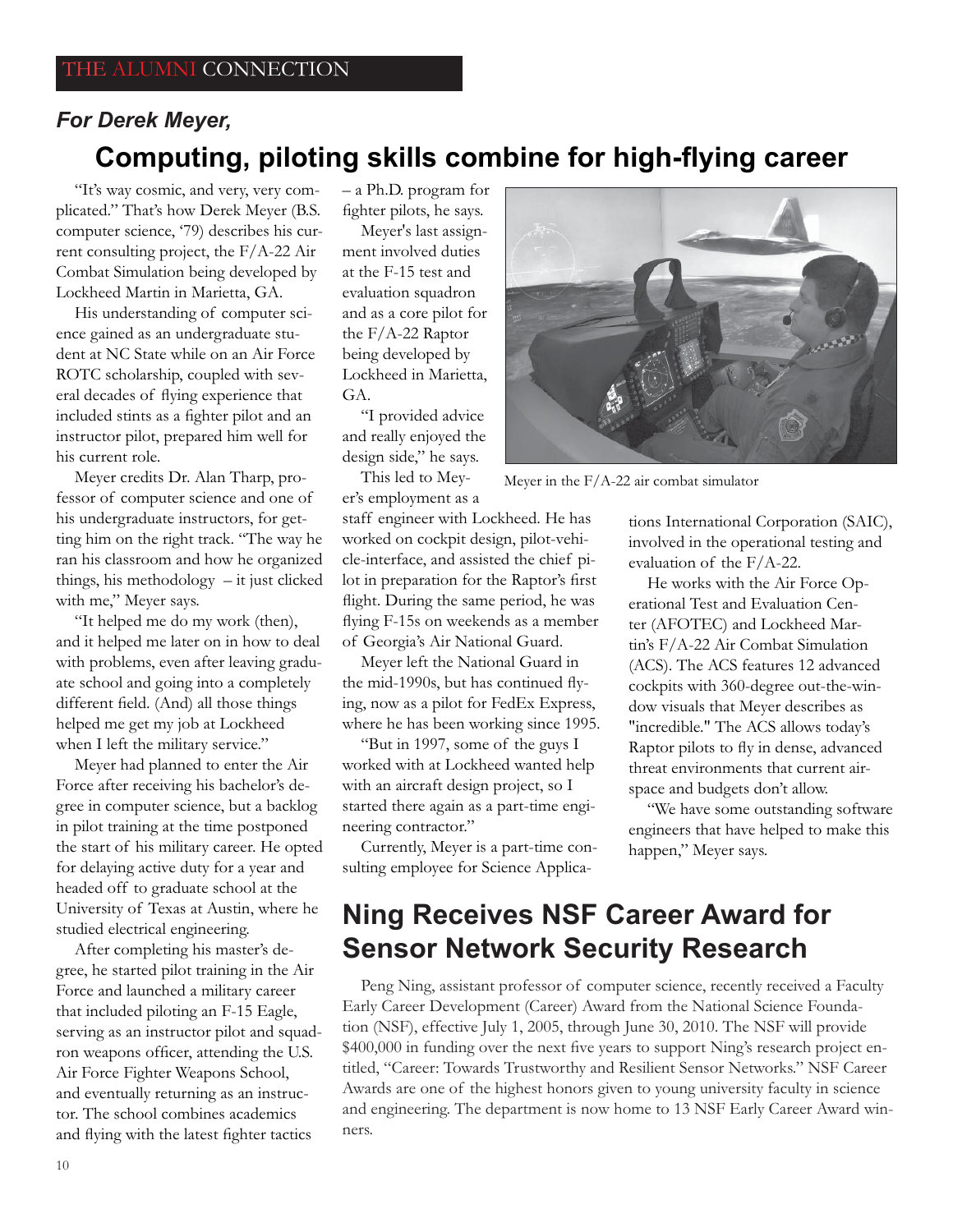THE ALUMNI CONNECTION

*For Derek Meyer,*

# Computing, piloting skills combine for high-flying career

"It's way cosmic, and very, very complicated." That's how Derek Meyer (B.S. computer science, '79) describes his current consulting project, the F/A-22 Air Combat Simulation being developed by Lockheed Martin in Marietta, GA.

His understanding of computer science gained as an undergraduate student at NC State while on an Air Force ROTC scholarship, coupled with several decades of flying experience that included stints as a fighter pilot and an instructor pilot, prepared him well for his current role.

Meyer credits Dr. Alan Tharp, professor of computer science and one of his undergraduate instructors, for getting him on the right track. "The way he ran his classroom and how he organized things, his methodology – it just clicked with me," Meyer says.

"It helped me do my work (then), and it helped me later on in how to deal with problems, even after leaving graduate school and going into a completely different field. (And) all those things helped me get my job at Lockheed when I left the military service."

Meyer had planned to enter the Air Force after receiving his bachelor's degree in computer science, but a backlog in pilot training at the time postponed the start of his military career. He opted for delaying active duty for a year and headed off to graduate school at the University of Texas at Austin, where he studied electrical engineering.

After completing his master's degree, he started pilot training in the Air Force and launched a military career that included piloting an F-15 Eagle, serving as an instructor pilot and squadron weapons officer, attending the U.S. Air Force Fighter Weapons School, and eventually returning as an instructor. The school combines academics and flying with the latest fighter tactics – a Ph.D. program for fighter pilots, he says.

Meyer's last assignment involved duties at the F-15 test and evaluation squadron and as a core pilot for the F/A-22 Raptor being developed by Lockheed in Marietta, GA.

"I provided advice and really enjoyed the design side," he says.

Meyer in the F/A-22 air combat simulator

This led to Meyer's employment as a staff engineer with Lockheed. He has worked on cockpit design, pilot-vehicle-interface, and assisted the chief pilot in preparation for the Raptor's first flight. During the same period, he was flying F-15s on weekends as a member of Georgia's Air National Guard.

Meyer left the National Guard in the mid-1990s, but has continued flying, now as a pilot for FedEx Express, where he has been working since 1995.

"But in 1997, some of the guys I worked with at Lockheed wanted help with an aircraft design project, so I started there again as a part-time engineering contractor."

Currently, Meyer is a part-time consulting employee for Science Applications International Corporation (SAIC), involved in the operational testing and evaluation of the F/A-22.

He works with the Air Force Operational Test and Evaluation Center (AFOTEC) and Lockheed Martin's F/A-22 Air Combat Simulation (ACS). The ACS features 12 advanced cockpits with 360-degree out-the-window visuals that Meyer describes as "incredible." The ACS allows today's Raptor pilots to fly in dense, advanced threat environments that current airspace and budgets don't allow.

"We have some outstanding software engineers that have helped to make this happen," Meyer says.

# Ning Receives NSF Career Award for Sensor Network Security Research

Peng Ning, assistant professor of computer science, recently received a Faculty Early Career Development (Career) Award from the National Science Foundation (NSF), effective July 1, 2005, through June 30, 2010. The NSF will provide $400,000 in funding over the next five years to support Ning's research project entitled, "Career: Towards Trustworthy and Resilient Sensor Networks." NSF Career Awards are one of the highest honors given to young university faculty in science and engineering. The department is now home to 13 NSF Early Career Award winners.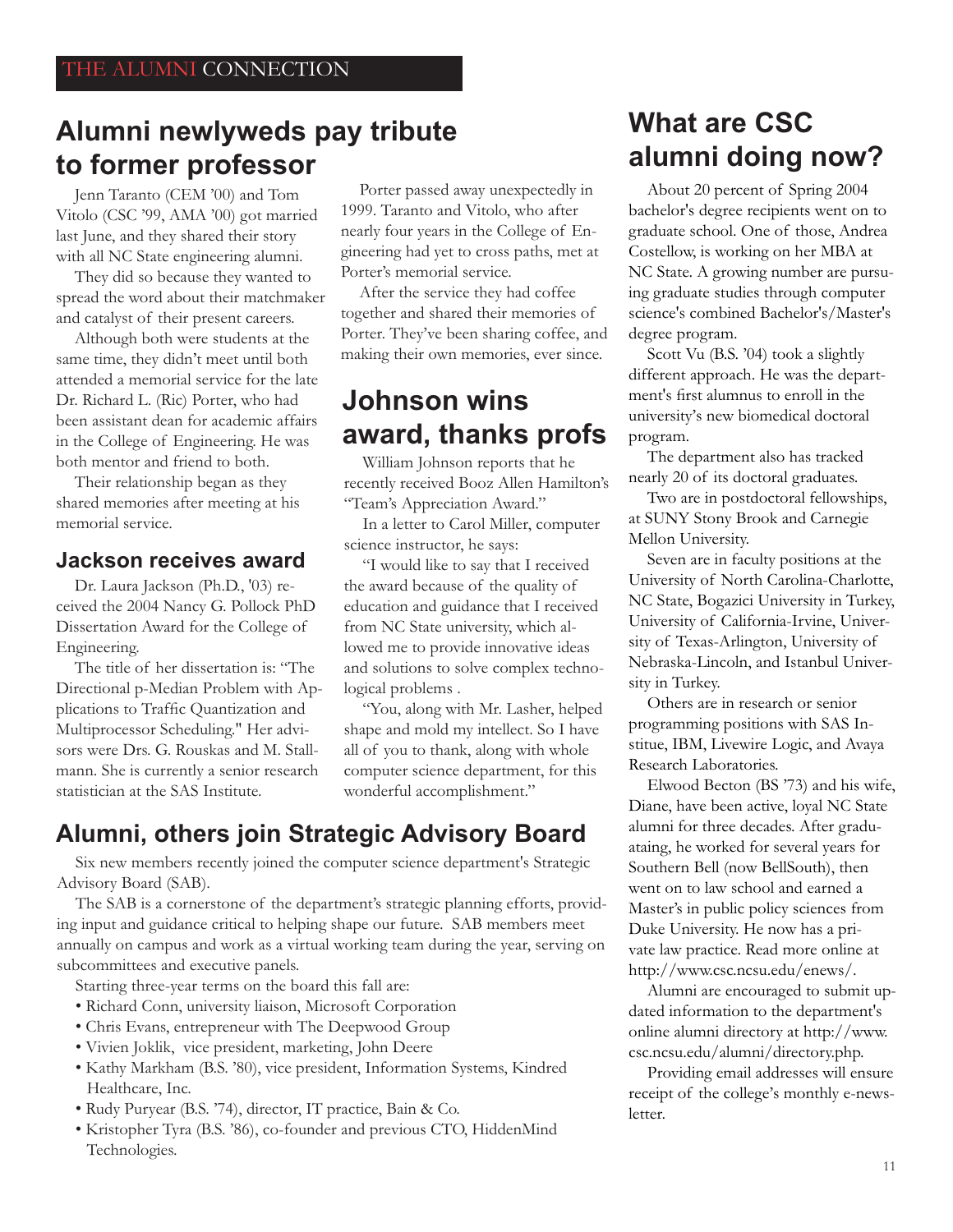THE ALUMNI CONNECTION

## Alumni newlyweds pay tribute to former professor

Jenn Taranto (CEM '00) and Tom Vitolo (CSC '99, AMA '00) got married last June, and they shared their story with all NC State engineering alumni.

They did so because they wanted to spread the word about their matchmaker and catalyst of their present careers.

Although both were students at the same time, they didn't meet until both attended a memorial service for the late Dr. Richard L. (Ric) Porter, who had been assistant dean for academic affairs in the College of Engineering. He was both mentor and friend to both.

Their relationship began as they shared memories after meeting at his memorial service.

Porter passed away unexpectedly in 1999. Taranto and Vitolo, who after nearly four years in the College of Engineering had yet to cross paths, met at Porter's memorial service.

After the service they had coffee together and shared their memories of Porter. They've been sharing coffee, and making their own memories, ever since.

### Jackson receives award

Dr. Laura Jackson (Ph.D., '03) received the 2004 Nancy G. Pollock PhD Dissertation Award for the College of Engineering.

The title of her dissertation is: "The Directional p-Median Problem with Applications to Traffic Quantization and Multiprocessor Scheduling." Her advisors were Drs. G. Rouskas and M. Stallmann. She is currently a senior research statistician at the SAS Institute.

## Johnson wins award, thanks profs

William Johnson reports that he recently received Booz Allen Hamilton's "Team's Appreciation Award."

In a letter to Carol Miller, computer science instructor, he says:

"I would like to say that I received the award because of the quality of education and guidance that I received from NC State university, which allowed me to provide innovative ideas and solutions to solve complex technological problems .

"You, along with Mr. Lasher, helped shape and mold my intellect. So I have all of you to thank, along with whole computer science department, for this wonderful accomplishment."

## Alumni, others join Strategic Advisory Board

Six new members recently joined the computer science department's Strategic Advisory Board (SAB).

The SAB is a cornerstone of the department's strategic planning efforts, providing input and guidance critical to helping shape our future. SAB members meet annually on campus and work as a virtual working team during the year, serving on subcommittees and executive panels.

Starting three-year terms on the board this fall are:

- Richard Conn, university liaison, Microsoft Corporation
- Chris Evans, entrepreneur with The Deepwood Group
- Vivien Joklik, vice president, marketing, John Deere
- Kathy Markham (B.S. '80), vice president, Information Systems, Kindred Healthcare, Inc.
- Rudy Puryear (B.S. '74), director, IT practice, Bain & Co.
- Kristopher Tyra (B.S. '86), co-founder and previous CTO, HiddenMind Technologies.

## What are CSC alumni doing now?

About 20 percent of Spring 2004 bachelor's degree recipients went on to graduate school. One of those, Andrea Costellow, is working on her MBA at NC State. A growing number are pursuing graduate studies through computer science's combined Bachelor's/Master's degree program.

Scott Vu (B.S. '04) took a slightly different approach. He was the department's first alumnus to enroll in the university's new biomedical doctoral program.

The department also has tracked nearly 20 of its doctoral graduates.

Two are in postdoctoral fellowships, at SUNY Stony Brook and Carnegie Mellon University.

Seven are in faculty positions at the University of North Carolina-Charlotte, NC State, Bogazici University in Turkey, University of California-Irvine, University of Texas-Arlington, University of Nebraska-Lincoln, and Istanbul University in Turkey.

Others are in research or senior programming positions with SAS Institue, IBM, Livewire Logic, and Avaya Research Laboratories.

Elwood Becton (BS '73) and his wife, Diane, have been active, loyal NC State alumni for three decades. After graduataing, he worked for several years for Southern Bell (now BellSouth), then went on to law school and earned a Master's in public policy sciences from Duke University. He now has a private law practice. Read more online at http://www.csc.ncsu.edu/enews/.

Alumni are encouraged to submit updated information to the department's online alumni directory at http://www.csc.ncsu.edu/alumni/directory.php.

Providing email addresses will ensure receipt of the college's monthly e-newsletter.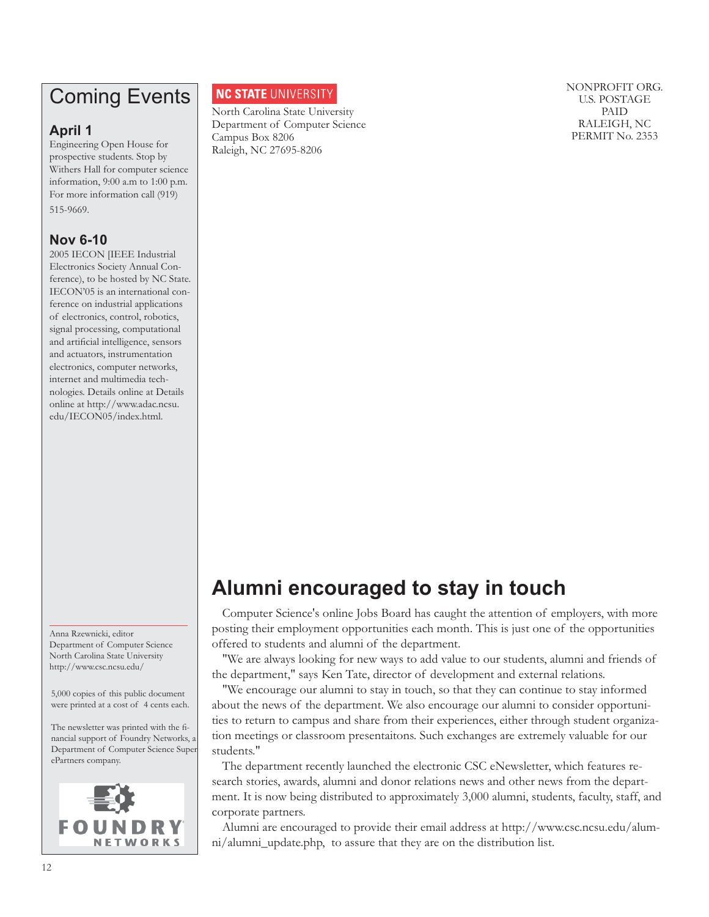## Coming Events

### April 1

Engineering Open House for prospective students. Stop by Withers Hall for computer science information, 9:00 a.m to 1:00 p.m. For more information call (919) 515-9669.

### Nov 6-10

2005 IECON [IEEE Industrial Electronics Society Annual Conference), to be hosted by NC State. IECON'05 is an international conference on industrial applications of electronics, control, robotics, signal processing, computational and artificial intelligence, sensors and actuators, instrumentation electronics, computer networks, internet and multimedia technologies. Details online at Details online at http://www.adac.ncsu.edu/IECON05/index.html.

Anna Rzewnicki, editor
Department of Computer Science
North Carolina State University
http://www.csc.ncsu.edu/

5,000 copies of this public document were printed at a cost of 4 cents each.

The newsletter was printed with the financial support of Foundry Networks, a Department of Computer Science Super ePartners company.

FOUNDRY NETWORKS

NC STATE UNIVERSITY
North Carolina State University
Department of Computer Science
Campus Box 8206
Raleigh, NC 27695-8206

NONPROFIT ORG.
U.S. POSTAGE
PAID
RALEIGH, NC
PERMIT No. 2353

## Alumni encouraged to stay in touch

Computer Science's online Jobs Board has caught the attention of employers, with more posting their employment opportunities each month. This is just one of the opportunities offered to students and alumni of the department.

"We are always looking for new ways to add value to our students, alumni and friends of the department," says Ken Tate, director of development and external relations.

"We encourage our alumni to stay in touch, so that they can continue to stay informed about the news of the department. We also encourage our alumni to consider opportunities to return to campus and share from their experiences, either through student organization meetings or classroom presentaitons. Such exchanges are extremely valuable for our students."

The department recently launched the electronic CSC eNewsletter, which features research stories, awards, alumni and donor relations news and other news from the department. It is now being distributed to approximately 3,000 alumni, students, faculty, staff, and corporate partners.

Alumni are encouraged to provide their email address at http://www.csc.ncsu.edu/alumni/alumni_update.php, to assure that they are on the distribution list.